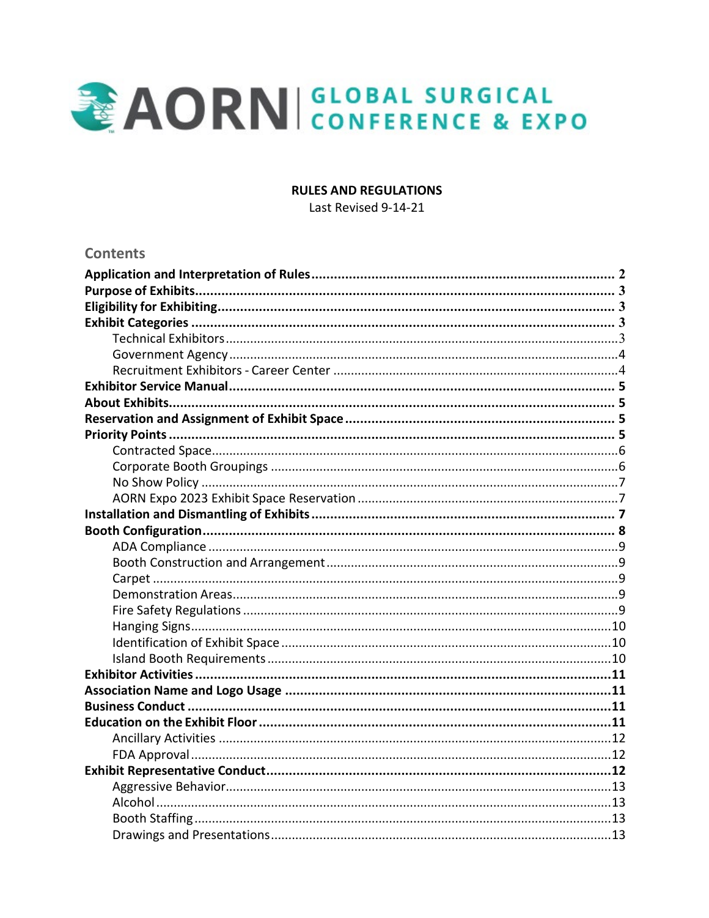# AORN | GLOBAL SURGICAL CONFERENCE & EXPO

**RULES AND REGULATIONS**

Last Revised 9-14-21

## Contents

**Application and Interpretation of Rules** ..... 2
**Purpose of Exhibits** ..... 3
**Eligibility for Exhibiting** ..... 3
**Exhibit Categories** ..... 3
- Technical Exhibitors ..... 3
- Government Agency ..... 4
- Recruitment Exhibitors - Career Center ..... 4

**Exhibitor Service Manual** ..... 5
**About Exhibits** ..... 5
**Reservation and Assignment of Exhibit Space** ..... 5
**Priority Points** ..... 5
- Contracted Space ..... 6
- Corporate Booth Groupings ..... 6
- No Show Policy ..... 7
- AORN Expo 2023 Exhibit Space Reservation ..... 7

**Installation and Dismantling of Exhibits** ..... 7
**Booth Configuration** ..... 8
- ADA Compliance ..... 9
- Booth Construction and Arrangement ..... 9
- Carpet ..... 9
- Demonstration Areas ..... 9
- Fire Safety Regulations ..... 9
- Hanging Signs ..... 10
- Identification of Exhibit Space ..... 10
- Island Booth Requirements ..... 10

**Exhibitor Activities** ..... 11
**Association Name and Logo Usage** ..... 11
**Business Conduct** ..... 11
**Education on the Exhibit Floor** ..... 11
- Ancillary Activities ..... 12
- FDA Approval ..... 12

**Exhibit Representative Conduct** ..... 12
- Aggressive Behavior ..... 13
- Alcohol ..... 13
- Booth Staffing ..... 13
- Drawings and Presentations ..... 13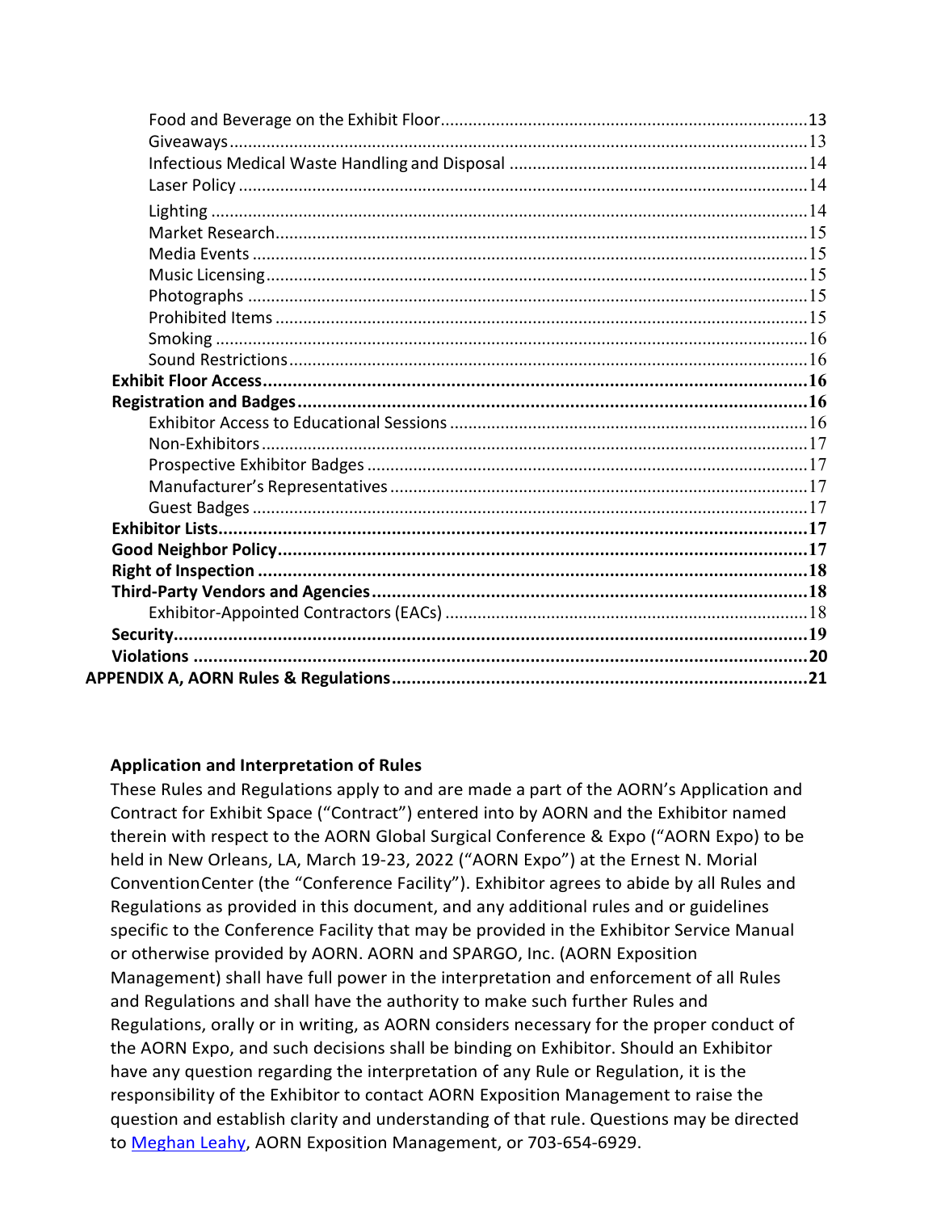Food and Beverage on the Exhibit Floor....13
Giveaways....13
Infectious Medical Waste Handling and Disposal....14
Laser Policy....14
Lighting....14
Market Research....15
Media Events....15
Music Licensing....15
Photographs....15
Prohibited Items....15
Smoking....16
Sound Restrictions....16
**Exhibit Floor Access....16**
**Registration and Badges....16**
Exhibitor Access to Educational Sessions....16
Non-Exhibitors....17
Prospective Exhibitor Badges....17
Manufacturer's Representatives....17
Guest Badges....17
**Exhibitor Lists....17**
**Good Neighbor Policy....17**
**Right of Inspection....18**
**Third-Party Vendors and Agencies....18**
Exhibitor-Appointed Contractors (EACs)....18
**Security....19**
**Violations....20**
**APPENDIX A, AORN Rules & Regulations....21**

### Application and Interpretation of Rules

These Rules and Regulations apply to and are made a part of the AORN's Application and Contract for Exhibit Space ("Contract") entered into by AORN and the Exhibitor named therein with respect to the AORN Global Surgical Conference & Expo ("AORN Expo) to be held in New Orleans, LA, March 19-23, 2022 ("AORN Expo") at the Ernest N. Morial ConventionCenter (the "Conference Facility"). Exhibitor agrees to abide by all Rules and Regulations as provided in this document, and any additional rules and or guidelines specific to the Conference Facility that may be provided in the Exhibitor Service Manual or otherwise provided by AORN. AORN and SPARGO, Inc. (AORN Exposition Management) shall have full power in the interpretation and enforcement of all Rules and Regulations and shall have the authority to make such further Rules and Regulations, orally or in writing, as AORN considers necessary for the proper conduct of the AORN Expo, and such decisions shall be binding on Exhibitor. Should an Exhibitor have any question regarding the interpretation of any Rule or Regulation, it is the responsibility of the Exhibitor to contact AORN Exposition Management to raise the question and establish clarity and understanding of that rule. Questions may be directed to Meghan Leahy, AORN Exposition Management, or 703-654-6929.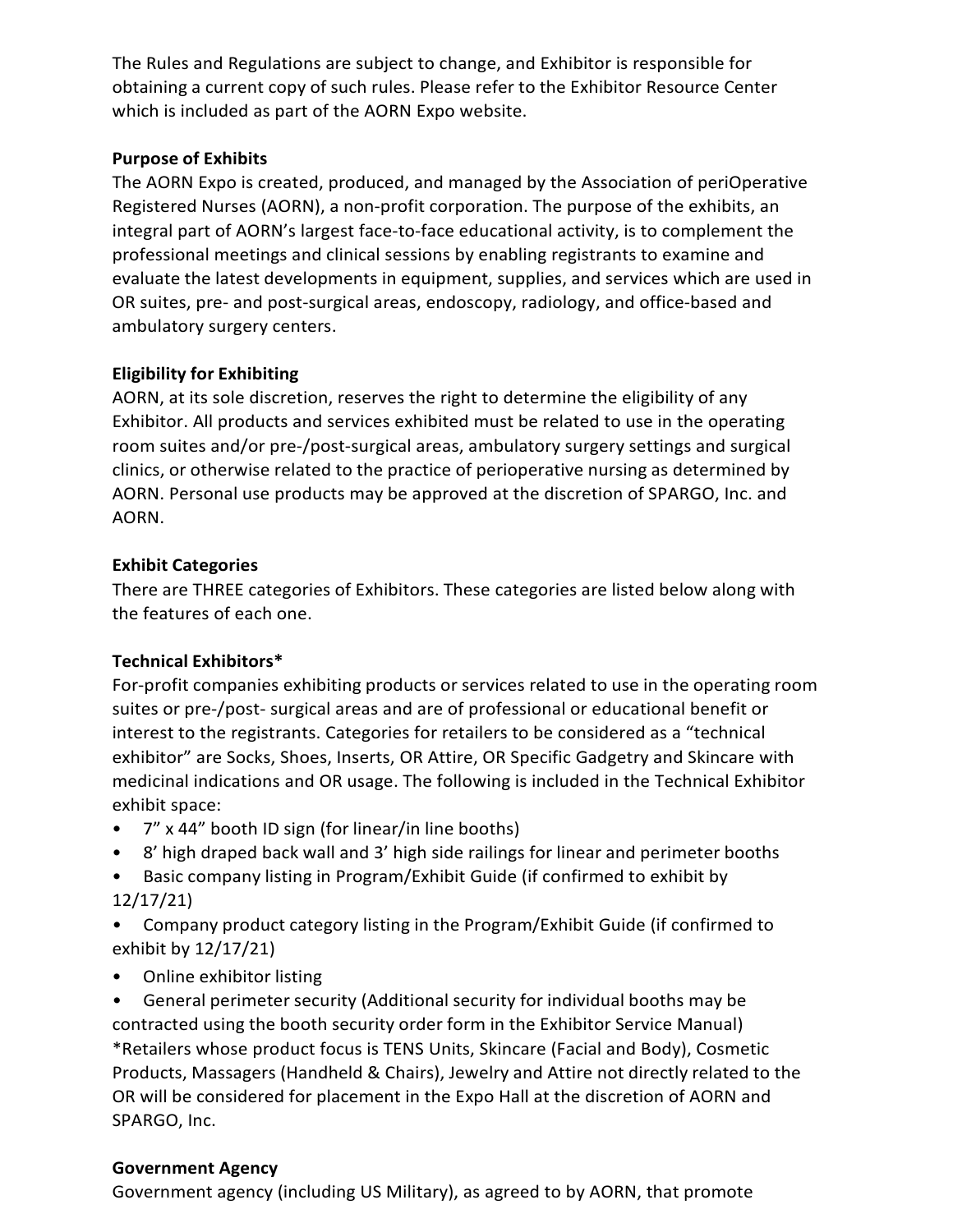The Rules and Regulations are subject to change, and Exhibitor is responsible for obtaining a current copy of such rules. Please refer to the Exhibitor Resource Center which is included as part of the AORN Expo website.

**Purpose of Exhibits**

The AORN Expo is created, produced, and managed by the Association of periOperative Registered Nurses (AORN), a non-profit corporation. The purpose of the exhibits, an integral part of AORN's largest face-to-face educational activity, is to complement the professional meetings and clinical sessions by enabling registrants to examine and evaluate the latest developments in equipment, supplies, and services which are used in OR suites, pre- and post-surgical areas, endoscopy, radiology, and office-based and ambulatory surgery centers.

**Eligibility for Exhibiting**

AORN, at its sole discretion, reserves the right to determine the eligibility of any Exhibitor. All products and services exhibited must be related to use in the operating room suites and/or pre-/post-surgical areas, ambulatory surgery settings and surgical clinics, or otherwise related to the practice of perioperative nursing as determined by AORN. Personal use products may be approved at the discretion of SPARGO, Inc. and AORN.

**Exhibit Categories**

There are THREE categories of Exhibitors. These categories are listed below along with the features of each one.

**Technical Exhibitors***

For-profit companies exhibiting products or services related to use in the operating room suites or pre-/post- surgical areas and are of professional or educational benefit or interest to the registrants. Categories for retailers to be considered as a "technical exhibitor" are Socks, Shoes, Inserts, OR Attire, OR Specific Gadgetry and Skincare with medicinal indications and OR usage. The following is included in the Technical Exhibitor exhibit space:

- 7" x 44" booth ID sign (for linear/in line booths)
- 8' high draped back wall and 3' high side railings for linear and perimeter booths
- Basic company listing in Program/Exhibit Guide (if confirmed to exhibit by 12/17/21)
- Company product category listing in the Program/Exhibit Guide (if confirmed to exhibit by 12/17/21)
- Online exhibitor listing
- General perimeter security (Additional security for individual booths may be contracted using the booth security order form in the Exhibitor Service Manual)

*Retailers whose product focus is TENS Units, Skincare (Facial and Body), Cosmetic Products, Massagers (Handheld & Chairs), Jewelry and Attire not directly related to the OR will be considered for placement in the Expo Hall at the discretion of AORN and SPARGO, Inc.

**Government Agency**

Government agency (including US Military), as agreed to by AORN, that promote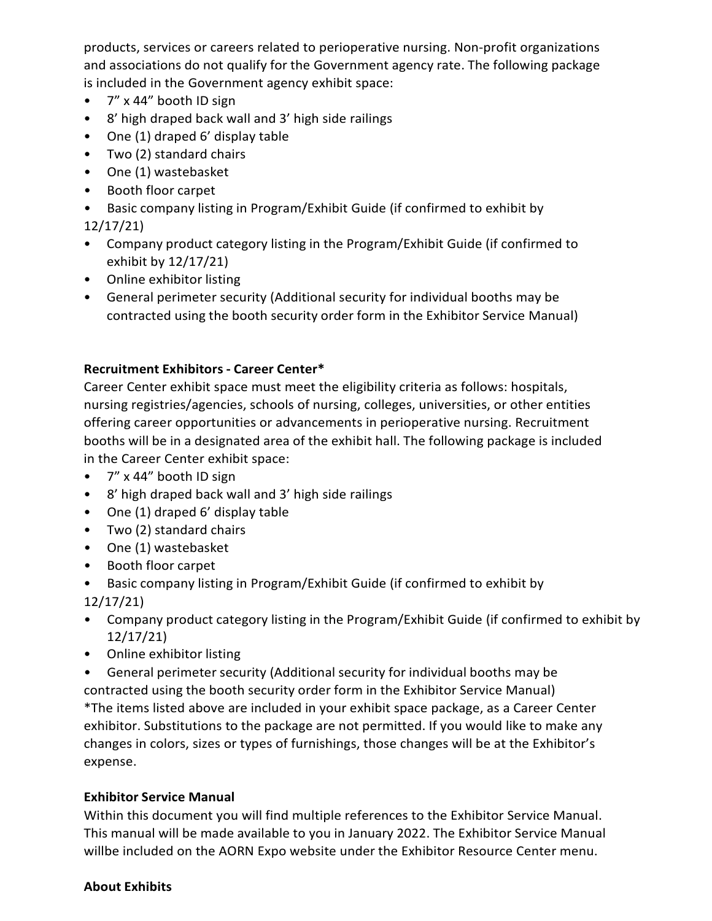products, services or careers related to perioperative nursing. Non-profit organizations and associations do not qualify for the Government agency rate. The following package is included in the Government agency exhibit space:

- 7” x 44” booth ID sign
- 8’ high draped back wall and 3’ high side railings
- One (1) draped 6’ display table
- Two (2) standard chairs
- One (1) wastebasket
- Booth floor carpet
- Basic company listing in Program/Exhibit Guide (if confirmed to exhibit by 12/17/21)
- Company product category listing in the Program/Exhibit Guide (if confirmed to exhibit by 12/17/21)
- Online exhibitor listing
- General perimeter security (Additional security for individual booths may be contracted using the booth security order form in the Exhibitor Service Manual)

**Recruitment Exhibitors - Career Center***

Career Center exhibit space must meet the eligibility criteria as follows: hospitals, nursing registries/agencies, schools of nursing, colleges, universities, or other entities offering career opportunities or advancements in perioperative nursing. Recruitment booths will be in a designated area of the exhibit hall. The following package is included in the Career Center exhibit space:

- 7” x 44” booth ID sign
- 8’ high draped back wall and 3’ high side railings
- One (1) draped 6’ display table
- Two (2) standard chairs
- One (1) wastebasket
- Booth floor carpet
- Basic company listing in Program/Exhibit Guide (if confirmed to exhibit by 12/17/21)
- Company product category listing in the Program/Exhibit Guide (if confirmed to exhibit by 12/17/21)
- Online exhibitor listing
- General perimeter security (Additional security for individual booths may be contracted using the booth security order form in the Exhibitor Service Manual)

*The items listed above are included in your exhibit space package, as a Career Center exhibitor. Substitutions to the package are not permitted. If you would like to make any changes in colors, sizes or types of furnishings, those changes will be at the Exhibitor’s expense.

**Exhibitor Service Manual**

Within this document you will find multiple references to the Exhibitor Service Manual. This manual will be made available to you in January 2022. The Exhibitor Service Manual willbe included on the AORN Expo website under the Exhibitor Resource Center menu.

**About Exhibits**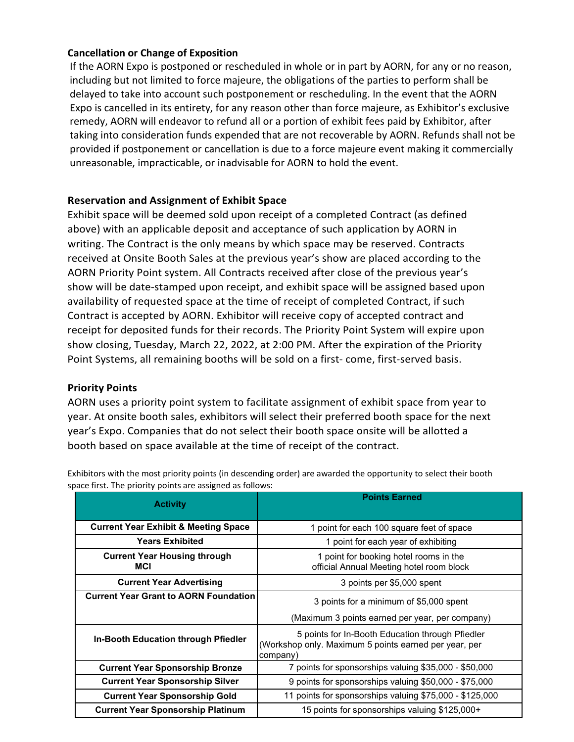### Cancellation or Change of Exposition

If the AORN Expo is postponed or rescheduled in whole or in part by AORN, for any or no reason, including but not limited to force majeure, the obligations of the parties to perform shall be delayed to take into account such postponement or rescheduling. In the event that the AORN Expo is cancelled in its entirety, for any reason other than force majeure, as Exhibitor's exclusive remedy, AORN will endeavor to refund all or a portion of exhibit fees paid by Exhibitor, after taking into consideration funds expended that are not recoverable by AORN. Refunds shall not be provided if postponement or cancellation is due to a force majeure event making it commercially unreasonable, impracticable, or inadvisable for AORN to hold the event.

### Reservation and Assignment of Exhibit Space

Exhibit space will be deemed sold upon receipt of a completed Contract (as defined above) with an applicable deposit and acceptance of such application by AORN in writing. The Contract is the only means by which space may be reserved. Contracts received at Onsite Booth Sales at the previous year's show are placed according to the AORN Priority Point system. All Contracts received after close of the previous year's show will be date-stamped upon receipt, and exhibit space will be assigned based upon availability of requested space at the time of receipt of completed Contract, if such Contract is accepted by AORN. Exhibitor will receive copy of accepted contract and receipt for deposited funds for their records. The Priority Point System will expire upon show closing, Tuesday, March 22, 2022, at 2:00 PM. After the expiration of the Priority Point Systems, all remaining booths will be sold on a first- come, first-served basis.

### Priority Points

AORN uses a priority point system to facilitate assignment of exhibit space from year to year. At onsite booth sales, exhibitors will select their preferred booth space for the next year's Expo. Companies that do not select their booth space onsite will be allotted a booth based on space available at the time of receipt of the contract.

Exhibitors with the most priority points (in descending order) are awarded the opportunity to select their booth space first. The priority points are assigned as follows:

| Activity | Points Earned |
|---|---|
| **Current Year Exhibit & Meeting Space** | 1 point for each 100 square feet of space |
| **Years Exhibited** | 1 point for each year of exhibiting |
| **Current Year Housing through MCI** | 1 point for booking hotel rooms in the official Annual Meeting hotel room block |
| **Current Year Advertising** | 3 points per $5,000 spent |
| **Current Year Grant to AORN Foundation** | 3 points for a minimum of $5,000 spent (Maximum 3 points earned per year, per company) |
| **In-Booth Education through Pfiedler** | 5 points for In-Booth Education through Pfiedler (Workshop only. Maximum 5 points earned per year, per company) |
| **Current Year Sponsorship Bronze** | 7 points for sponsorships valuing $35,000 - $50,000 |
| **Current Year Sponsorship Silver** | 9 points for sponsorships valuing $50,000 - $75,000 |
| **Current Year Sponsorship Gold** | 11 points for sponsorships valuing $75,000 - $125,000 |
| **Current Year Sponsorship Platinum** | 15 points for sponsorships valuing $125,000+ |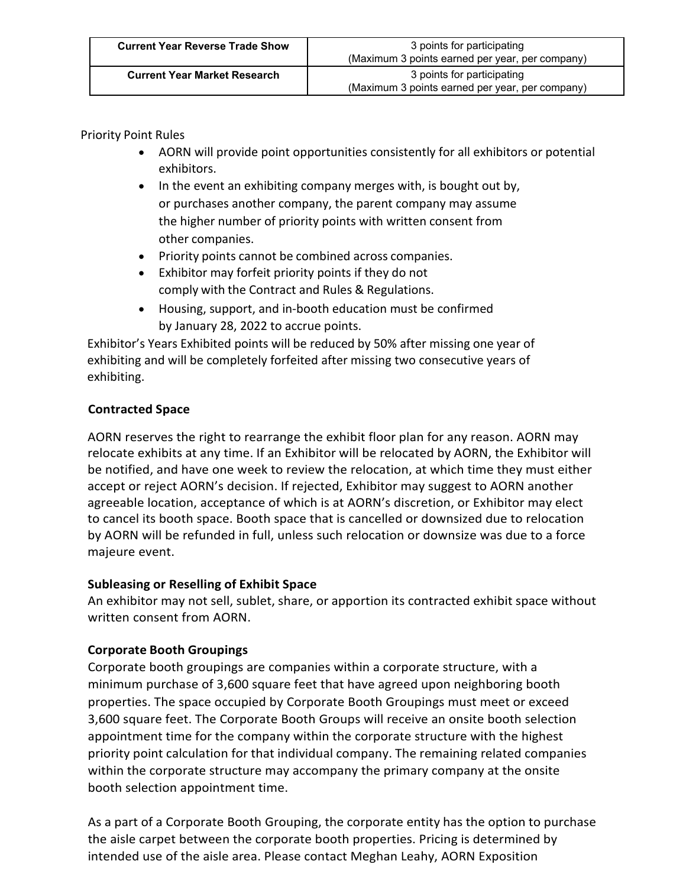| Current Year Reverse Trade Show | 3 points for participating (Maximum 3 points earned per year, per company) |
| --- | --- |
| Current Year Market Research | 3 points for participating (Maximum 3 points earned per year, per company) |

Priority Point Rules

- AORN will provide point opportunities consistently for all exhibitors or potential exhibitors.
- In the event an exhibiting company merges with, is bought out by, or purchases another company, the parent company may assume the higher number of priority points with written consent from other companies.
- Priority points cannot be combined across companies.
- Exhibitor may forfeit priority points if they do not comply with the Contract and Rules & Regulations.
- Housing, support, and in-booth education must be confirmed by January 28, 2022 to accrue points.

Exhibitor's Years Exhibited points will be reduced by 50% after missing one year of exhibiting and will be completely forfeited after missing two consecutive years of exhibiting.

**Contracted Space**

AORN reserves the right to rearrange the exhibit floor plan for any reason. AORN may relocate exhibits at any time. If an Exhibitor will be relocated by AORN, the Exhibitor will be notified, and have one week to review the relocation, at which time they must either accept or reject AORN's decision. If rejected, Exhibitor may suggest to AORN another agreeable location, acceptance of which is at AORN's discretion, or Exhibitor may elect to cancel its booth space. Booth space that is cancelled or downsized due to relocation by AORN will be refunded in full, unless such relocation or downsize was due to a force majeure event.

**Subleasing or Reselling of Exhibit Space**

An exhibitor may not sell, sublet, share, or apportion its contracted exhibit space without written consent from AORN.

**Corporate Booth Groupings**

Corporate booth groupings are companies within a corporate structure, with a minimum purchase of 3,600 square feet that have agreed upon neighboring booth properties. The space occupied by Corporate Booth Groupings must meet or exceed 3,600 square feet. The Corporate Booth Groups will receive an onsite booth selection appointment time for the company within the corporate structure with the highest priority point calculation for that individual company. The remaining related companies within the corporate structure may accompany the primary company at the onsite booth selection appointment time.

As a part of a Corporate Booth Grouping, the corporate entity has the option to purchase the aisle carpet between the corporate booth properties. Pricing is determined by intended use of the aisle area. Please contact Meghan Leahy, AORN Exposition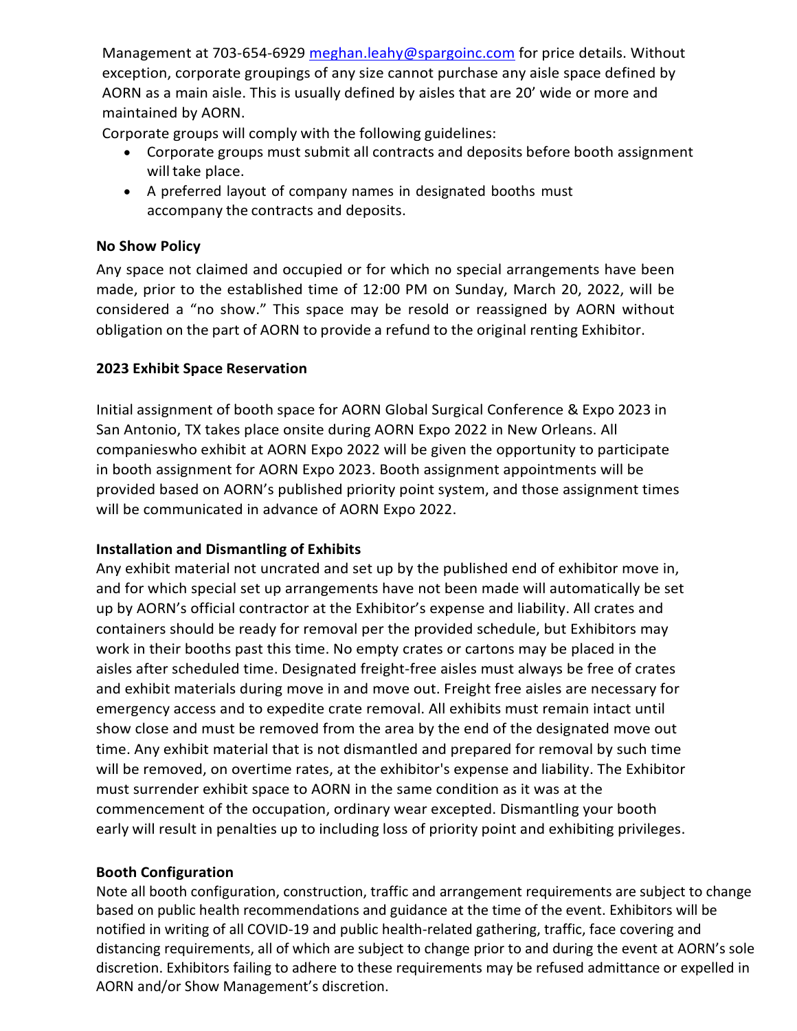Management at 703-654-6929 [meghan.leahy@spargoinc.com](mailto:meghan.leahy@spargoinc.com) for price details. Without exception, corporate groupings of any size cannot purchase any aisle space defined by AORN as a main aisle. This is usually defined by aisles that are 20' wide or more and maintained by AORN.

Corporate groups will comply with the following guidelines:

- Corporate groups must submit all contracts and deposits before booth assignment will take place.
- A preferred layout of company names in designated booths must accompany the contracts and deposits.

**No Show Policy**

Any space not claimed and occupied or for which no special arrangements have been made, prior to the established time of 12:00 PM on Sunday, March 20, 2022, will be considered a "no show." This space may be resold or reassigned by AORN without obligation on the part of AORN to provide a refund to the original renting Exhibitor.

**2023 Exhibit Space Reservation**

Initial assignment of booth space for AORN Global Surgical Conference & Expo 2023 in San Antonio, TX takes place onsite during AORN Expo 2022 in New Orleans. All companieswho exhibit at AORN Expo 2022 will be given the opportunity to participate in booth assignment for AORN Expo 2023. Booth assignment appointments will be provided based on AORN's published priority point system, and those assignment times will be communicated in advance of AORN Expo 2022.

**Installation and Dismantling of Exhibits**

Any exhibit material not uncrated and set up by the published end of exhibitor move in, and for which special set up arrangements have not been made will automatically be set up by AORN's official contractor at the Exhibitor's expense and liability. All crates and containers should be ready for removal per the provided schedule, but Exhibitors may work in their booths past this time. No empty crates or cartons may be placed in the aisles after scheduled time. Designated freight-free aisles must always be free of crates and exhibit materials during move in and move out. Freight free aisles are necessary for emergency access and to expedite crate removal. All exhibits must remain intact until show close and must be removed from the area by the end of the designated move out time. Any exhibit material that is not dismantled and prepared for removal by such time will be removed, on overtime rates, at the exhibitor's expense and liability. The Exhibitor must surrender exhibit space to AORN in the same condition as it was at the commencement of the occupation, ordinary wear excepted. Dismantling your booth early will result in penalties up to including loss of priority point and exhibiting privileges.

**Booth Configuration**

Note all booth configuration, construction, traffic and arrangement requirements are subject to change based on public health recommendations and guidance at the time of the event. Exhibitors will be notified in writing of all COVID-19 and public health-related gathering, traffic, face covering and distancing requirements, all of which are subject to change prior to and during the event at AORN's sole discretion. Exhibitors failing to adhere to these requirements may be refused admittance or expelled in AORN and/or Show Management's discretion.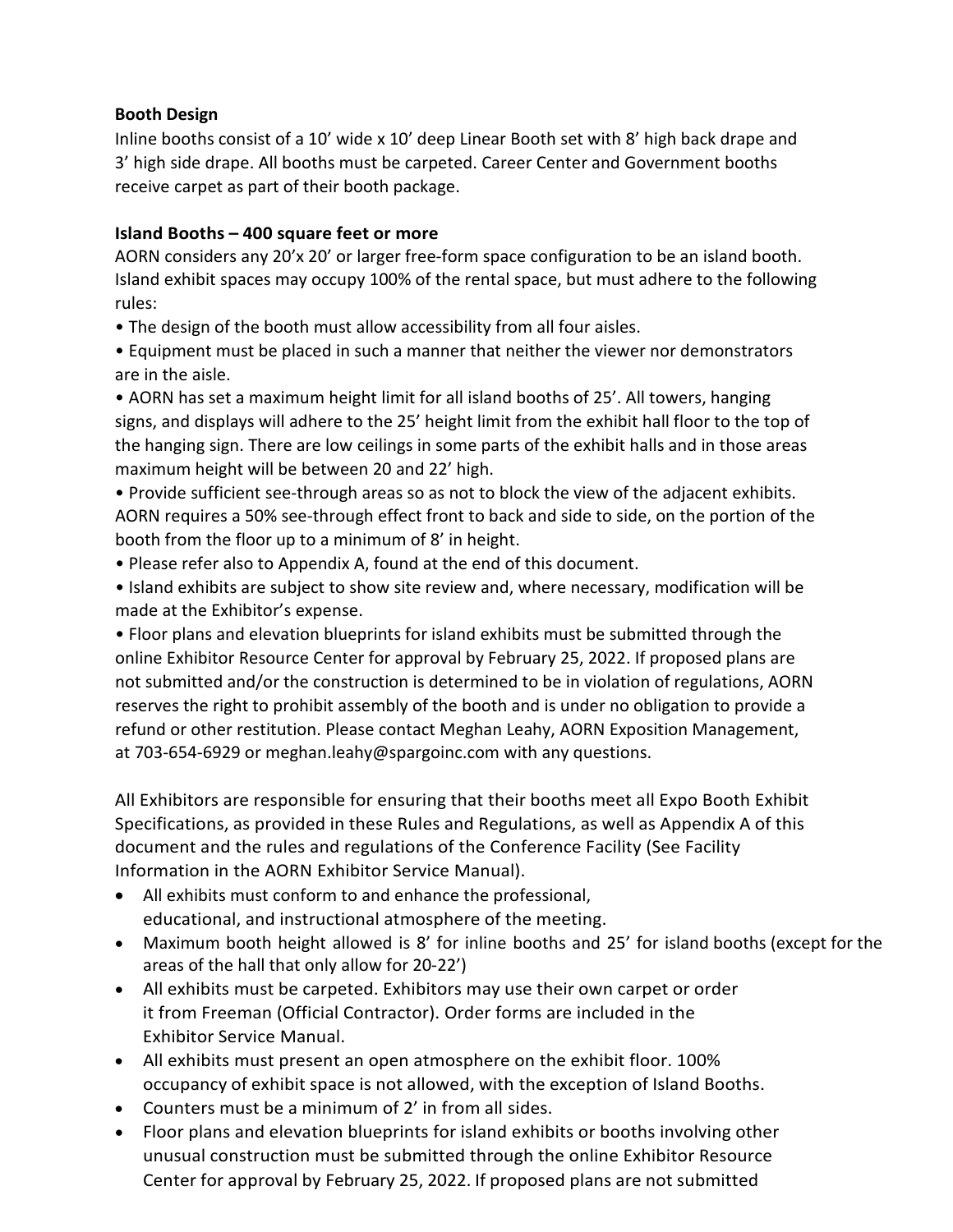**Booth Design**

Inline booths consist of a 10' wide x 10' deep Linear Booth set with 8' high back drape and 3' high side drape. All booths must be carpeted. Career Center and Government booths receive carpet as part of their booth package.

**Island Booths – 400 square feet or more**

AORN considers any 20'x 20' or larger free-form space configuration to be an island booth. Island exhibit spaces may occupy 100% of the rental space, but must adhere to the following rules:

- The design of the booth must allow accessibility from all four aisles.
- Equipment must be placed in such a manner that neither the viewer nor demonstrators are in the aisle.
- AORN has set a maximum height limit for all island booths of 25'. All towers, hanging signs, and displays will adhere to the 25' height limit from the exhibit hall floor to the top of the hanging sign. There are low ceilings in some parts of the exhibit halls and in those areas maximum height will be between 20 and 22' high.
- Provide sufficient see-through areas so as not to block the view of the adjacent exhibits. AORN requires a 50% see-through effect front to back and side to side, on the portion of the booth from the floor up to a minimum of 8' in height.
- Please refer also to Appendix A, found at the end of this document.
- Island exhibits are subject to show site review and, where necessary, modification will be made at the Exhibitor's expense.
- Floor plans and elevation blueprints for island exhibits must be submitted through the online Exhibitor Resource Center for approval by February 25, 2022. If proposed plans are not submitted and/or the construction is determined to be in violation of regulations, AORN reserves the right to prohibit assembly of the booth and is under no obligation to provide a refund or other restitution. Please contact Meghan Leahy, AORN Exposition Management, at 703-654-6929 or meghan.leahy@spargoinc.com with any questions.

All Exhibitors are responsible for ensuring that their booths meet all Expo Booth Exhibit Specifications, as provided in these Rules and Regulations, as well as Appendix A of this document and the rules and regulations of the Conference Facility (See Facility Information in the AORN Exhibitor Service Manual).

- All exhibits must conform to and enhance the professional, educational, and instructional atmosphere of the meeting.
- Maximum booth height allowed is 8' for inline booths and 25' for island booths (except for the areas of the hall that only allow for 20-22')
- All exhibits must be carpeted. Exhibitors may use their own carpet or order it from Freeman (Official Contractor). Order forms are included in the Exhibitor Service Manual.
- All exhibits must present an open atmosphere on the exhibit floor. 100% occupancy of exhibit space is not allowed, with the exception of Island Booths.
- Counters must be a minimum of 2' in from all sides.
- Floor plans and elevation blueprints for island exhibits or booths involving other unusual construction must be submitted through the online Exhibitor Resource Center for approval by February 25, 2022. If proposed plans are not submitted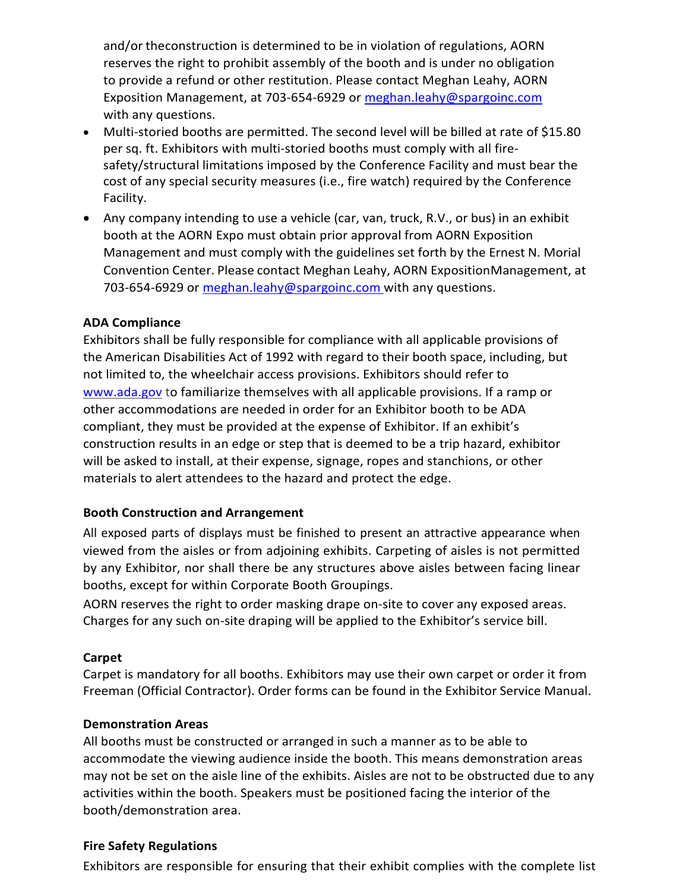and/or theconstruction is determined to be in violation of regulations, AORN reserves the right to prohibit assembly of the booth and is under no obligation to provide a refund or other restitution. Please contact Meghan Leahy, AORN Exposition Management, at 703-654-6929 or meghan.leahy@spargoinc.com with any questions.

- Multi-storied booths are permitted. The second level will be billed at rate of $15.80 per sq. ft. Exhibitors with multi-storied booths must comply with all fire-safety/structural limitations imposed by the Conference Facility and must bear the cost of any special security measures (i.e., fire watch) required by the Conference Facility.
- Any company intending to use a vehicle (car, van, truck, R.V., or bus) in an exhibit booth at the AORN Expo must obtain prior approval from AORN Exposition Management and must comply with the guidelines set forth by the Ernest N. Morial Convention Center. Please contact Meghan Leahy, AORN ExpositionManagement, at 703-654-6929 or meghan.leahy@spargoinc.com with any questions.

**ADA Compliance**

Exhibitors shall be fully responsible for compliance with all applicable provisions of the American Disabilities Act of 1992 with regard to their booth space, including, but not limited to, the wheelchair access provisions. Exhibitors should refer to www.ada.gov to familiarize themselves with all applicable provisions. If a ramp or other accommodations are needed in order for an Exhibitor booth to be ADA compliant, they must be provided at the expense of Exhibitor. If an exhibit's construction results in an edge or step that is deemed to be a trip hazard, exhibitor will be asked to install, at their expense, signage, ropes and stanchions, or other materials to alert attendees to the hazard and protect the edge.

**Booth Construction and Arrangement**

All exposed parts of displays must be finished to present an attractive appearance when viewed from the aisles or from adjoining exhibits. Carpeting of aisles is not permitted by any Exhibitor, nor shall there be any structures above aisles between facing linear booths, except for within Corporate Booth Groupings.

AORN reserves the right to order masking drape on-site to cover any exposed areas. Charges for any such on-site draping will be applied to the Exhibitor's service bill.

**Carpet**

Carpet is mandatory for all booths. Exhibitors may use their own carpet or order it from Freeman (Official Contractor). Order forms can be found in the Exhibitor Service Manual.

**Demonstration Areas**

All booths must be constructed or arranged in such a manner as to be able to accommodate the viewing audience inside the booth. This means demonstration areas may not be set on the aisle line of the exhibits. Aisles are not to be obstructed due to any activities within the booth. Speakers must be positioned facing the interior of the booth/demonstration area.

**Fire Safety Regulations**

Exhibitors are responsible for ensuring that their exhibit complies with the complete list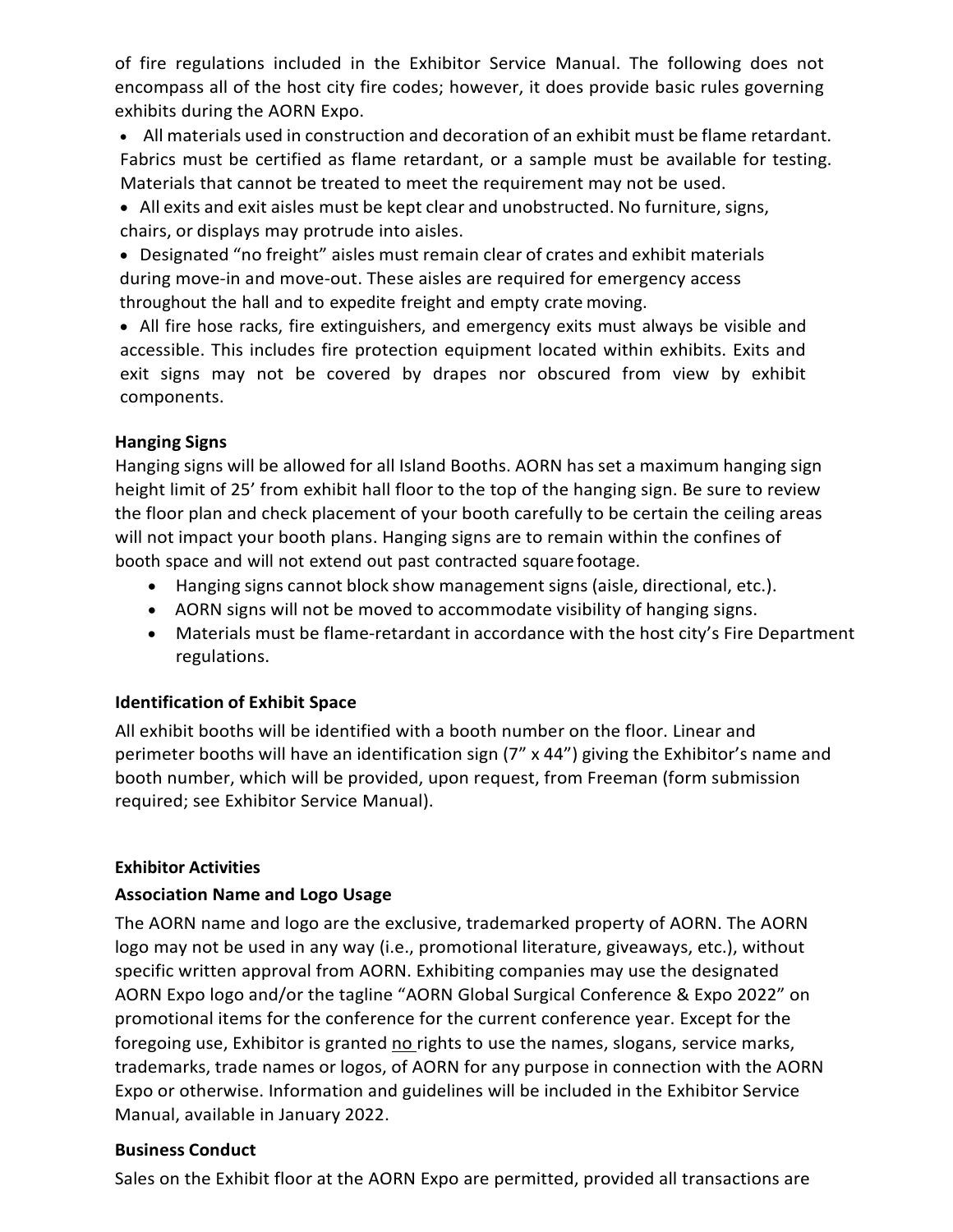of fire regulations included in the Exhibitor Service Manual. The following does not encompass all of the host city fire codes; however, it does provide basic rules governing exhibits during the AORN Expo.

- All materials used in construction and decoration of an exhibit must be flame retardant. Fabrics must be certified as flame retardant, or a sample must be available for testing. Materials that cannot be treated to meet the requirement may not be used.
- All exits and exit aisles must be kept clear and unobstructed. No furniture, signs, chairs, or displays may protrude into aisles.
- Designated "no freight" aisles must remain clear of crates and exhibit materials during move-in and move-out. These aisles are required for emergency access throughout the hall and to expedite freight and empty crate moving.
- All fire hose racks, fire extinguishers, and emergency exits must always be visible and accessible. This includes fire protection equipment located within exhibits. Exits and exit signs may not be covered by drapes nor obscured from view by exhibit components.

**Hanging Signs**

Hanging signs will be allowed for all Island Booths. AORN has set a maximum hanging sign height limit of 25' from exhibit hall floor to the top of the hanging sign. Be sure to review the floor plan and check placement of your booth carefully to be certain the ceiling areas will not impact your booth plans. Hanging signs are to remain within the confines of booth space and will not extend out past contracted square footage.

- Hanging signs cannot block show management signs (aisle, directional, etc.).
- AORN signs will not be moved to accommodate visibility of hanging signs.
- Materials must be flame-retardant in accordance with the host city's Fire Department regulations.

**Identification of Exhibit Space**

All exhibit booths will be identified with a booth number on the floor. Linear and perimeter booths will have an identification sign (7" x 44") giving the Exhibitor's name and booth number, which will be provided, upon request, from Freeman (form submission required; see Exhibitor Service Manual).

**Exhibitor Activities**

**Association Name and Logo Usage**

The AORN name and logo are the exclusive, trademarked property of AORN. The AORN logo may not be used in any way (i.e., promotional literature, giveaways, etc.), without specific written approval from AORN. Exhibiting companies may use the designated AORN Expo logo and/or the tagline "AORN Global Surgical Conference & Expo 2022" on promotional items for the conference for the current conference year. Except for the foregoing use, Exhibitor is granted no rights to use the names, slogans, service marks, trademarks, trade names or logos, of AORN for any purpose in connection with the AORN Expo or otherwise. Information and guidelines will be included in the Exhibitor Service Manual, available in January 2022.

**Business Conduct**

Sales on the Exhibit floor at the AORN Expo are permitted, provided all transactions are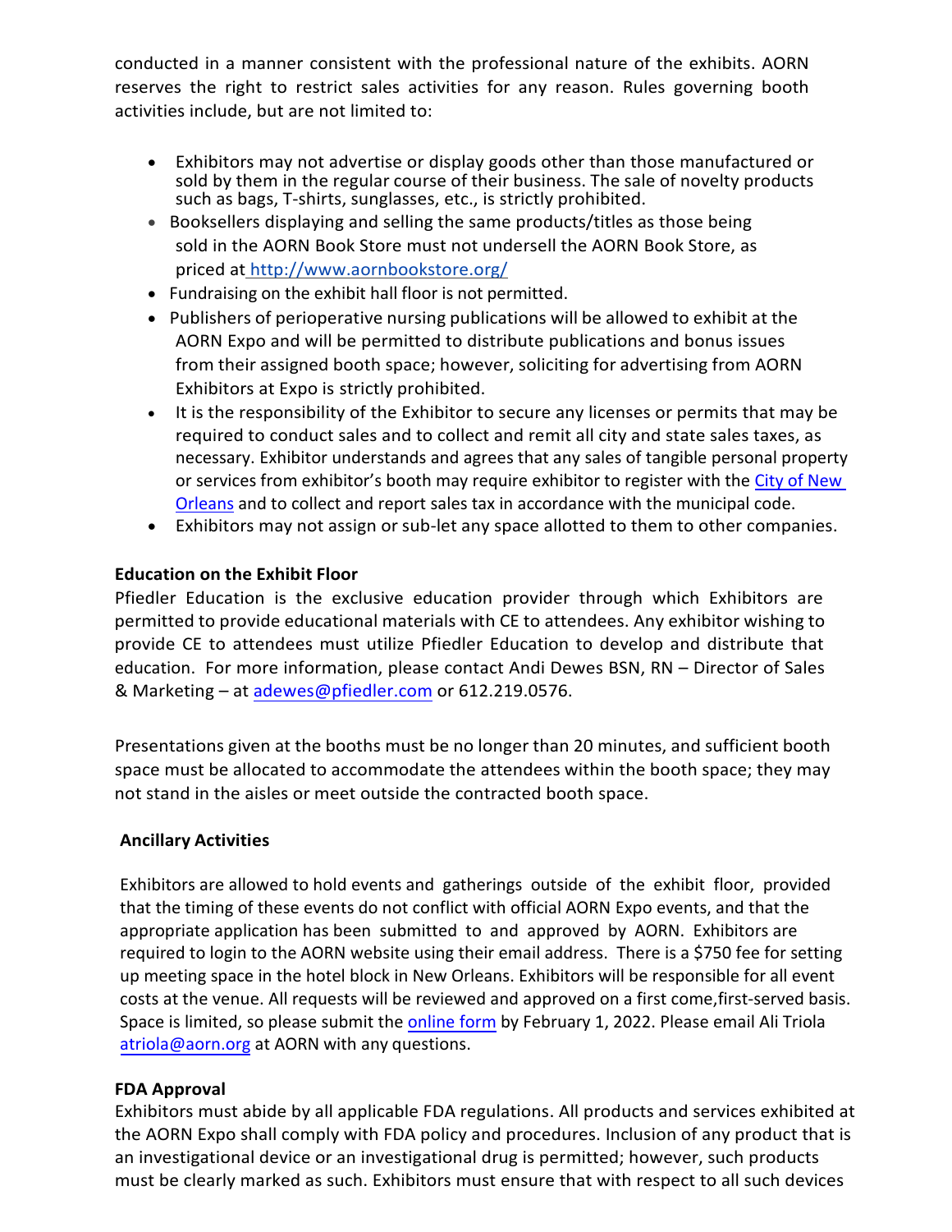conducted in a manner consistent with the professional nature of the exhibits. AORN reserves the right to restrict sales activities for any reason. Rules governing booth activities include, but are not limited to:

- Exhibitors may not advertise or display goods other than those manufactured or sold by them in the regular course of their business. The sale of novelty products such as bags, T-shirts, sunglasses, etc., is strictly prohibited.
- Booksellers displaying and selling the same products/titles as those being sold in the AORN Book Store must not undersell the AORN Book Store, as priced at http://www.aornbookstore.org/
- Fundraising on the exhibit hall floor is not permitted.
- Publishers of perioperative nursing publications will be allowed to exhibit at the AORN Expo and will be permitted to distribute publications and bonus issues from their assigned booth space; however, soliciting for advertising from AORN Exhibitors at Expo is strictly prohibited.
- It is the responsibility of the Exhibitor to secure any licenses or permits that may be required to conduct sales and to collect and remit all city and state sales taxes, as necessary. Exhibitor understands and agrees that any sales of tangible personal property or services from exhibitor's booth may require exhibitor to register with the City of New Orleans and to collect and report sales tax in accordance with the municipal code.
- Exhibitors may not assign or sub-let any space allotted to them to other companies.

**Education on the Exhibit Floor**

Pfiedler Education is the exclusive education provider through which Exhibitors are permitted to provide educational materials with CE to attendees. Any exhibitor wishing to provide CE to attendees must utilize Pfiedler Education to develop and distribute that education. For more information, please contact Andi Dewes BSN, RN – Director of Sales & Marketing – at adewes@pfiedler.com or 612.219.0576.

Presentations given at the booths must be no longer than 20 minutes, and sufficient booth space must be allocated to accommodate the attendees within the booth space; they may not stand in the aisles or meet outside the contracted booth space.

**Ancillary Activities**

Exhibitors are allowed to hold events and gatherings outside of the exhibit floor, provided that the timing of these events do not conflict with official AORN Expo events, and that the appropriate application has been submitted to and approved by AORN. Exhibitors are required to login to the AORN website using their email address. There is a $750 fee for setting up meeting space in the hotel block in New Orleans. Exhibitors will be responsible for all event costs at the venue. All requests will be reviewed and approved on a first come,first-served basis. Space is limited, so please submit the online form by February 1, 2022. Please email Ali Triola atriola@aorn.org at AORN with any questions.

**FDA Approval**

Exhibitors must abide by all applicable FDA regulations. All products and services exhibited at the AORN Expo shall comply with FDA policy and procedures. Inclusion of any product that is an investigational device or an investigational drug is permitted; however, such products must be clearly marked as such. Exhibitors must ensure that with respect to all such devices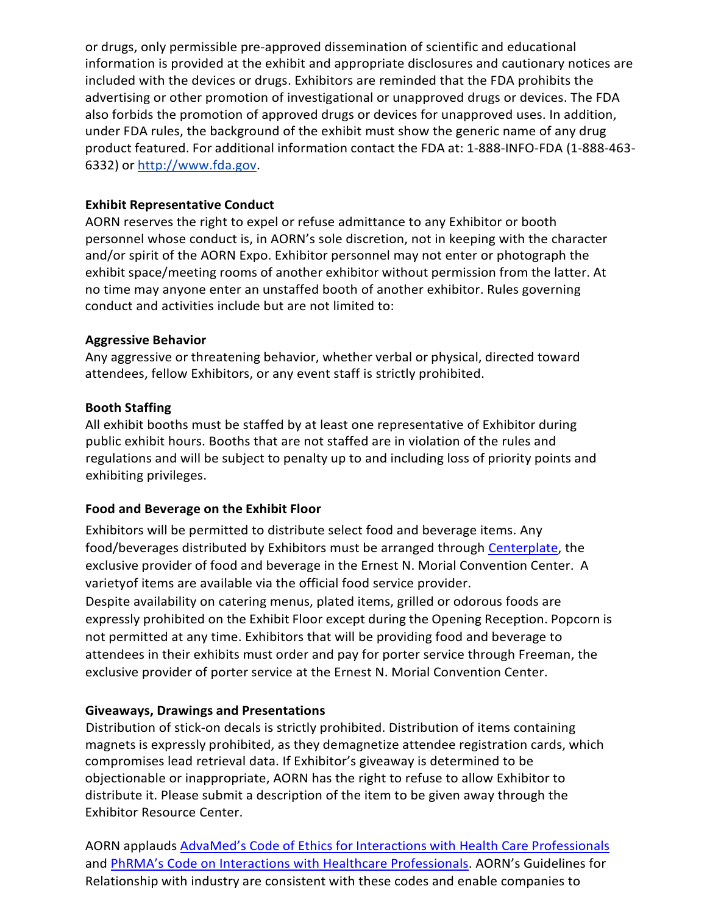or drugs, only permissible pre-approved dissemination of scientific and educational information is provided at the exhibit and appropriate disclosures and cautionary notices are included with the devices or drugs. Exhibitors are reminded that the FDA prohibits the advertising or other promotion of investigational or unapproved drugs or devices. The FDA also forbids the promotion of approved drugs or devices for unapproved uses. In addition, under FDA rules, the background of the exhibit must show the generic name of any drug product featured. For additional information contact the FDA at: 1-888-INFO-FDA (1-888-463-6332) or [http://www.fda.gov](http://www.fda.gov).

**Exhibit Representative Conduct**

AORN reserves the right to expel or refuse admittance to any Exhibitor or booth personnel whose conduct is, in AORN's sole discretion, not in keeping with the character and/or spirit of the AORN Expo. Exhibitor personnel may not enter or photograph the exhibit space/meeting rooms of another exhibitor without permission from the latter. At no time may anyone enter an unstaffed booth of another exhibitor. Rules governing conduct and activities include but are not limited to:

**Aggressive Behavior**

Any aggressive or threatening behavior, whether verbal or physical, directed toward attendees, fellow Exhibitors, or any event staff is strictly prohibited.

**Booth Staffing**

All exhibit booths must be staffed by at least one representative of Exhibitor during public exhibit hours. Booths that are not staffed are in violation of the rules and regulations and will be subject to penalty up to and including loss of priority points and exhibiting privileges.

**Food and Beverage on the Exhibit Floor**

Exhibitors will be permitted to distribute select food and beverage items. Any food/beverages distributed by Exhibitors must be arranged through Centerplate, the exclusive provider of food and beverage in the Ernest N. Morial Convention Center. A varietyof items are available via the official food service provider.
Despite availability on catering menus, plated items, grilled or odorous foods are expressly prohibited on the Exhibit Floor except during the Opening Reception. Popcorn is not permitted at any time. Exhibitors that will be providing food and beverage to attendees in their exhibits must order and pay for porter service through Freeman, the exclusive provider of porter service at the Ernest N. Morial Convention Center.

**Giveaways, Drawings and Presentations**

Distribution of stick-on decals is strictly prohibited. Distribution of items containing magnets is expressly prohibited, as they demagnetize attendee registration cards, which compromises lead retrieval data. If Exhibitor's giveaway is determined to be objectionable or inappropriate, AORN has the right to refuse to allow Exhibitor to distribute it. Please submit a description of the item to be given away through the Exhibitor Resource Center.

AORN applauds AdvaMed's Code of Ethics for Interactions with Health Care Professionals and PhRMA's Code on Interactions with Healthcare Professionals. AORN's Guidelines for Relationship with industry are consistent with these codes and enable companies to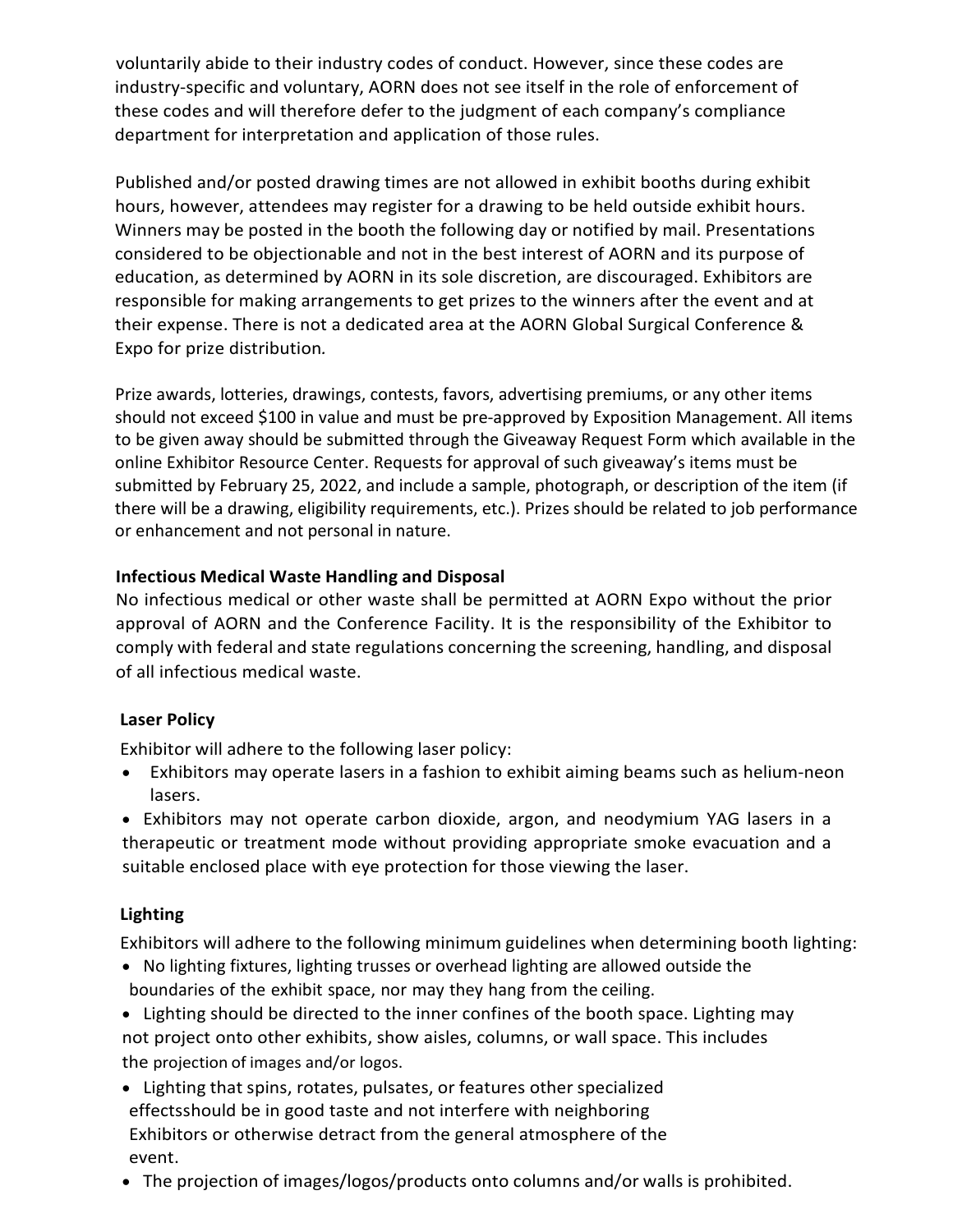voluntarily abide to their industry codes of conduct. However, since these codes are industry-specific and voluntary, AORN does not see itself in the role of enforcement of these codes and will therefore defer to the judgment of each company's compliance department for interpretation and application of those rules.

Published and/or posted drawing times are not allowed in exhibit booths during exhibit hours, however, attendees may register for a drawing to be held outside exhibit hours. Winners may be posted in the booth the following day or notified by mail. Presentations considered to be objectionable and not in the best interest of AORN and its purpose of education, as determined by AORN in its sole discretion, are discouraged. Exhibitors are responsible for making arrangements to get prizes to the winners after the event and at their expense. There is not a dedicated area at the AORN Global Surgical Conference & Expo for prize distribution.

Prize awards, lotteries, drawings, contests, favors, advertising premiums, or any other items should not exceed $100 in value and must be pre-approved by Exposition Management. All items to be given away should be submitted through the Giveaway Request Form which available in the online Exhibitor Resource Center. Requests for approval of such giveaway's items must be submitted by February 25, 2022, and include a sample, photograph, or description of the item (if there will be a drawing, eligibility requirements, etc.). Prizes should be related to job performance or enhancement and not personal in nature.

**Infectious Medical Waste Handling and Disposal**

No infectious medical or other waste shall be permitted at AORN Expo without the prior approval of AORN and the Conference Facility. It is the responsibility of the Exhibitor to comply with federal and state regulations concerning the screening, handling, and disposal of all infectious medical waste.

**Laser Policy**

Exhibitor will adhere to the following laser policy:

- Exhibitors may operate lasers in a fashion to exhibit aiming beams such as helium-neon lasers.
- Exhibitors may not operate carbon dioxide, argon, and neodymium YAG lasers in a therapeutic or treatment mode without providing appropriate smoke evacuation and a suitable enclosed place with eye protection for those viewing the laser.

**Lighting**

Exhibitors will adhere to the following minimum guidelines when determining booth lighting:

- No lighting fixtures, lighting trusses or overhead lighting are allowed outside the boundaries of the exhibit space, nor may they hang from the ceiling.
- Lighting should be directed to the inner confines of the booth space. Lighting may not project onto other exhibits, show aisles, columns, or wall space. This includes the projection of images and/or logos.
- Lighting that spins, rotates, pulsates, or features other specialized effectsshould be in good taste and not interfere with neighboring Exhibitors or otherwise detract from the general atmosphere of the event.
- The projection of images/logos/products onto columns and/or walls is prohibited.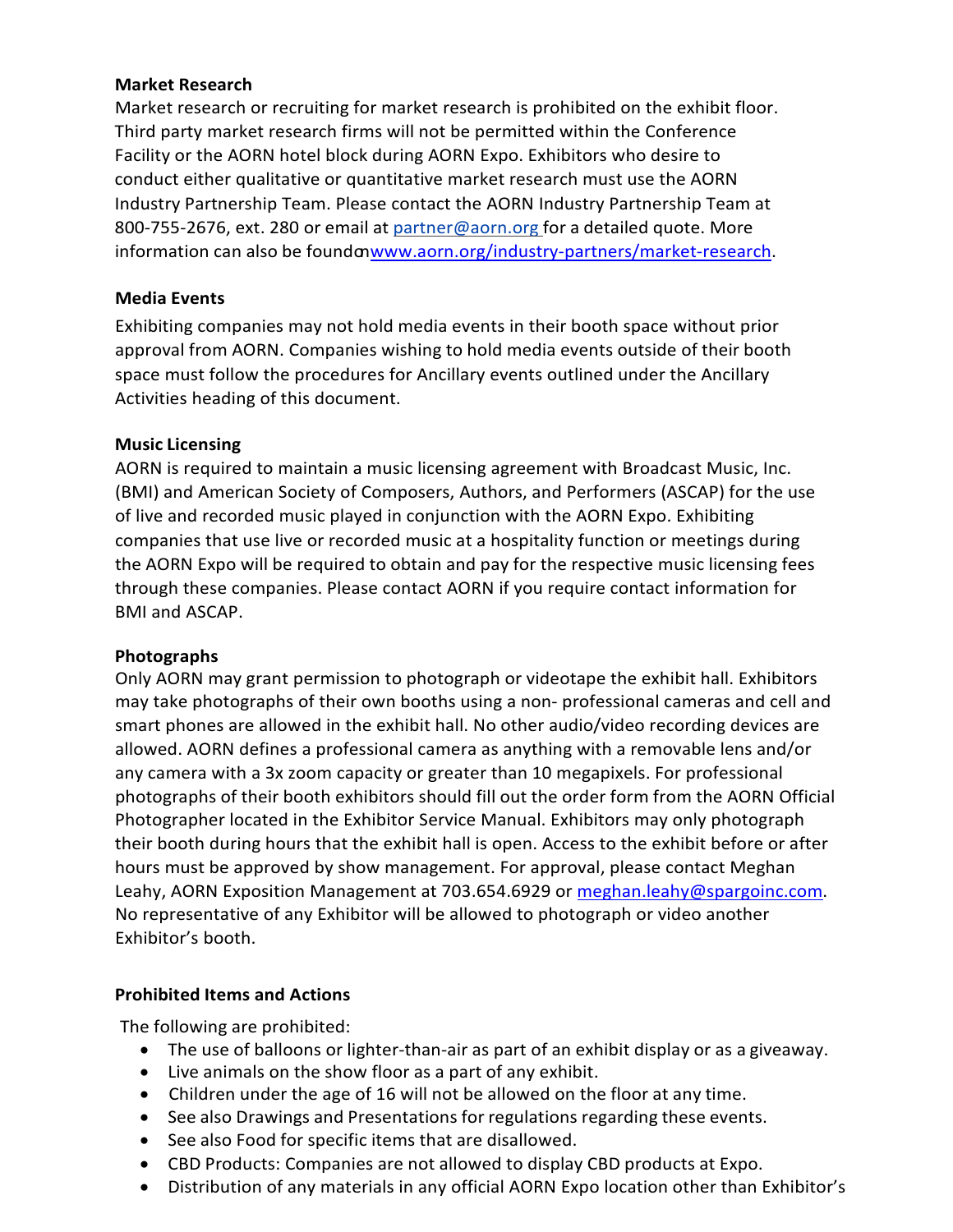**Market Research**

Market research or recruiting for market research is prohibited on the exhibit floor. Third party market research firms will not be permitted within the Conference Facility or the AORN hotel block during AORN Expo. Exhibitors who desire to conduct either qualitative or quantitative market research must use the AORN Industry Partnership Team. Please contact the AORN Industry Partnership Team at 800-755-2676, ext. 280 or email at partner@aorn.org for a detailed quote. More information can also be found on www.aorn.org/industry-partners/market-research.

**Media Events**

Exhibiting companies may not hold media events in their booth space without prior approval from AORN. Companies wishing to hold media events outside of their booth space must follow the procedures for Ancillary events outlined under the Ancillary Activities heading of this document.

**Music Licensing**

AORN is required to maintain a music licensing agreement with Broadcast Music, Inc. (BMI) and American Society of Composers, Authors, and Performers (ASCAP) for the use of live and recorded music played in conjunction with the AORN Expo. Exhibiting companies that use live or recorded music at a hospitality function or meetings during the AORN Expo will be required to obtain and pay for the respective music licensing fees through these companies. Please contact AORN if you require contact information for BMI and ASCAP.

**Photographs**

Only AORN may grant permission to photograph or videotape the exhibit hall. Exhibitors may take photographs of their own booths using a non- professional cameras and cell and smart phones are allowed in the exhibit hall. No other audio/video recording devices are allowed. AORN defines a professional camera as anything with a removable lens and/or any camera with a 3x zoom capacity or greater than 10 megapixels. For professional photographs of their booth exhibitors should fill out the order form from the AORN Official Photographer located in the Exhibitor Service Manual. Exhibitors may only photograph their booth during hours that the exhibit hall is open. Access to the exhibit before or after hours must be approved by show management. For approval, please contact Meghan Leahy, AORN Exposition Management at 703.654.6929 or meghan.leahy@spargoinc.com. No representative of any Exhibitor will be allowed to photograph or video another Exhibitor's booth.

**Prohibited Items and Actions**

The following are prohibited:

- The use of balloons or lighter-than-air as part of an exhibit display or as a giveaway.
- Live animals on the show floor as a part of any exhibit.
- Children under the age of 16 will not be allowed on the floor at any time.
- See also Drawings and Presentations for regulations regarding these events.
- See also Food for specific items that are disallowed.
- CBD Products: Companies are not allowed to display CBD products at Expo.
- Distribution of any materials in any official AORN Expo location other than Exhibitor's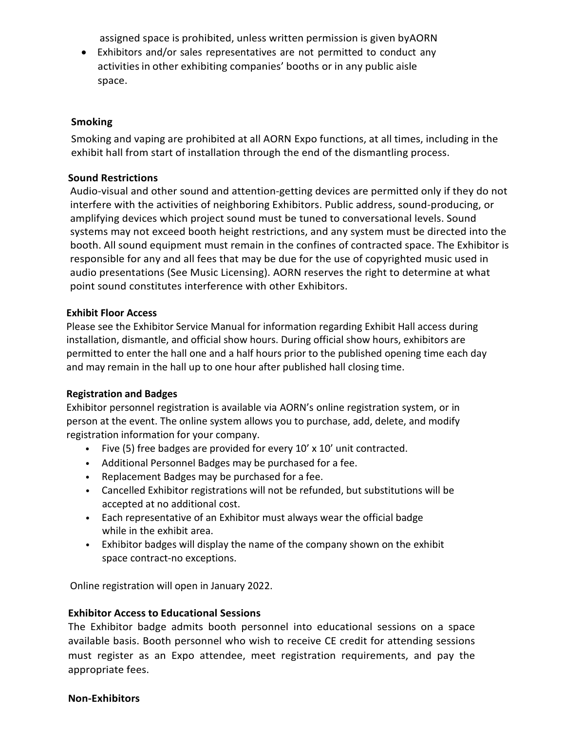assigned space is prohibited, unless written permission is given byAORN

- Exhibitors and/or sales representatives are not permitted to conduct any activities in other exhibiting companies' booths or in any public aisle space.

**Smoking**

Smoking and vaping are prohibited at all AORN Expo functions, at all times, including in the exhibit hall from start of installation through the end of the dismantling process.

**Sound Restrictions**

Audio-visual and other sound and attention-getting devices are permitted only if they do not interfere with the activities of neighboring Exhibitors. Public address, sound-producing, or amplifying devices which project sound must be tuned to conversational levels. Sound systems may not exceed booth height restrictions, and any system must be directed into the booth. All sound equipment must remain in the confines of contracted space. The Exhibitor is responsible for any and all fees that may be due for the use of copyrighted music used in audio presentations (See Music Licensing). AORN reserves the right to determine at what point sound constitutes interference with other Exhibitors.

**Exhibit Floor Access**

Please see the Exhibitor Service Manual for information regarding Exhibit Hall access during installation, dismantle, and official show hours. During official show hours, exhibitors are permitted to enter the hall one and a half hours prior to the published opening time each day and may remain in the hall up to one hour after published hall closing time.

**Registration and Badges**

Exhibitor personnel registration is available via AORN's online registration system, or in person at the event. The online system allows you to purchase, add, delete, and modify registration information for your company.

- Five (5) free badges are provided for every 10' x 10' unit contracted.
- Additional Personnel Badges may be purchased for a fee.
- Replacement Badges may be purchased for a fee.
- Cancelled Exhibitor registrations will not be refunded, but substitutions will be accepted at no additional cost.
- Each representative of an Exhibitor must always wear the official badge while in the exhibit area.
- Exhibitor badges will display the name of the company shown on the exhibit space contract-no exceptions.

Online registration will open in January 2022.

**Exhibitor Access to Educational Sessions**

The Exhibitor badge admits booth personnel into educational sessions on a space available basis. Booth personnel who wish to receive CE credit for attending sessions must register as an Expo attendee, meet registration requirements, and pay the appropriate fees.

**Non-Exhibitors**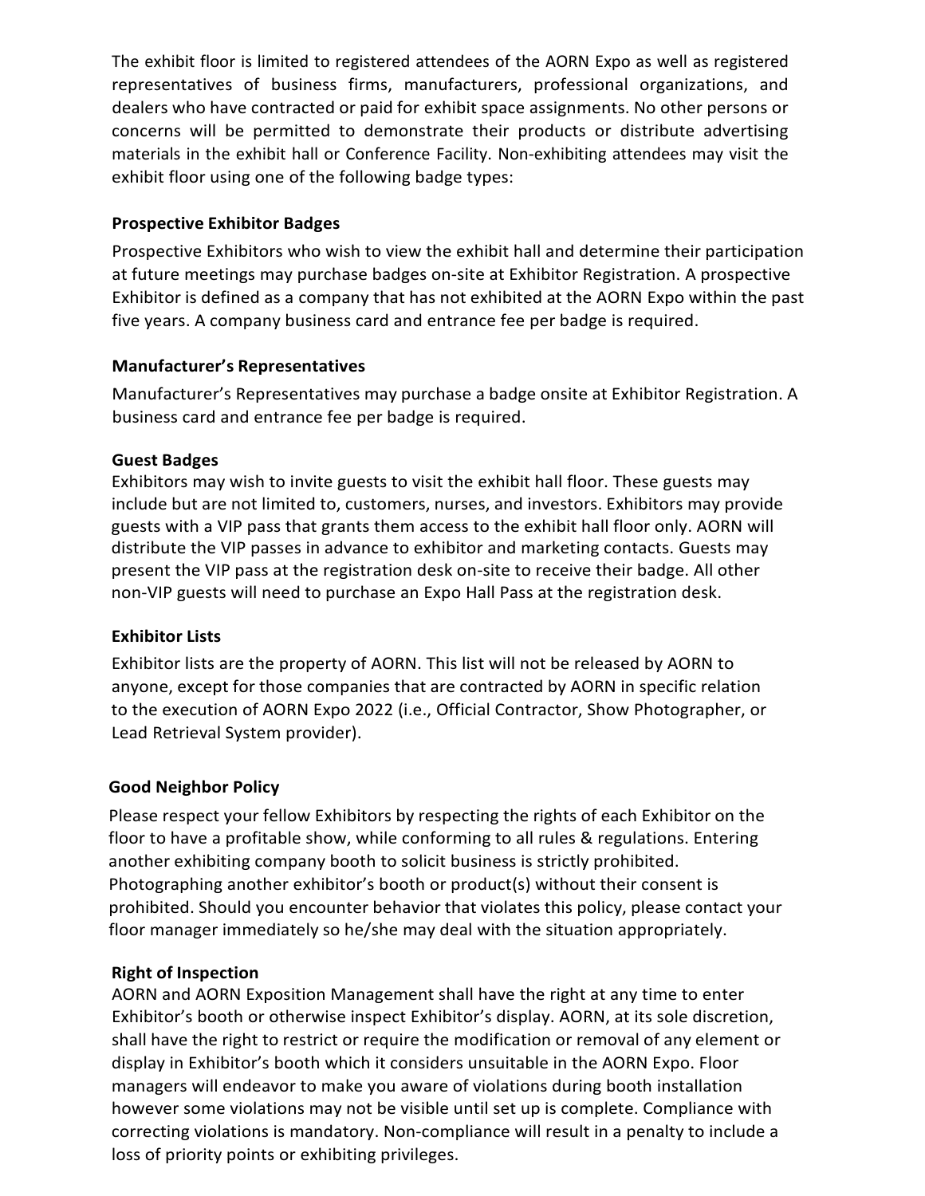The exhibit floor is limited to registered attendees of the AORN Expo as well as registered representatives of business firms, manufacturers, professional organizations, and dealers who have contracted or paid for exhibit space assignments. No other persons or concerns will be permitted to demonstrate their products or distribute advertising materials in the exhibit hall or Conference Facility. Non-exhibiting attendees may visit the exhibit floor using one of the following badge types:

**Prospective Exhibitor Badges**

Prospective Exhibitors who wish to view the exhibit hall and determine their participation at future meetings may purchase badges on-site at Exhibitor Registration. A prospective Exhibitor is defined as a company that has not exhibited at the AORN Expo within the past five years. A company business card and entrance fee per badge is required.

**Manufacturer's Representatives**

Manufacturer's Representatives may purchase a badge onsite at Exhibitor Registration. A business card and entrance fee per badge is required.

**Guest Badges**

Exhibitors may wish to invite guests to visit the exhibit hall floor. These guests may include but are not limited to, customers, nurses, and investors. Exhibitors may provide guests with a VIP pass that grants them access to the exhibit hall floor only. AORN will distribute the VIP passes in advance to exhibitor and marketing contacts. Guests may present the VIP pass at the registration desk on-site to receive their badge. All other non-VIP guests will need to purchase an Expo Hall Pass at the registration desk.

**Exhibitor Lists**

Exhibitor lists are the property of AORN. This list will not be released by AORN to anyone, except for those companies that are contracted by AORN in specific relation to the execution of AORN Expo 2022 (i.e., Official Contractor, Show Photographer, or Lead Retrieval System provider).

**Good Neighbor Policy**

Please respect your fellow Exhibitors by respecting the rights of each Exhibitor on the floor to have a profitable show, while conforming to all rules & regulations. Entering another exhibiting company booth to solicit business is strictly prohibited. Photographing another exhibitor's booth or product(s) without their consent is prohibited. Should you encounter behavior that violates this policy, please contact your floor manager immediately so he/she may deal with the situation appropriately.

**Right of Inspection**

AORN and AORN Exposition Management shall have the right at any time to enter Exhibitor's booth or otherwise inspect Exhibitor's display. AORN, at its sole discretion, shall have the right to restrict or require the modification or removal of any element or display in Exhibitor's booth which it considers unsuitable in the AORN Expo. Floor managers will endeavor to make you aware of violations during booth installation however some violations may not be visible until set up is complete. Compliance with correcting violations is mandatory. Non-compliance will result in a penalty to include a loss of priority points or exhibiting privileges.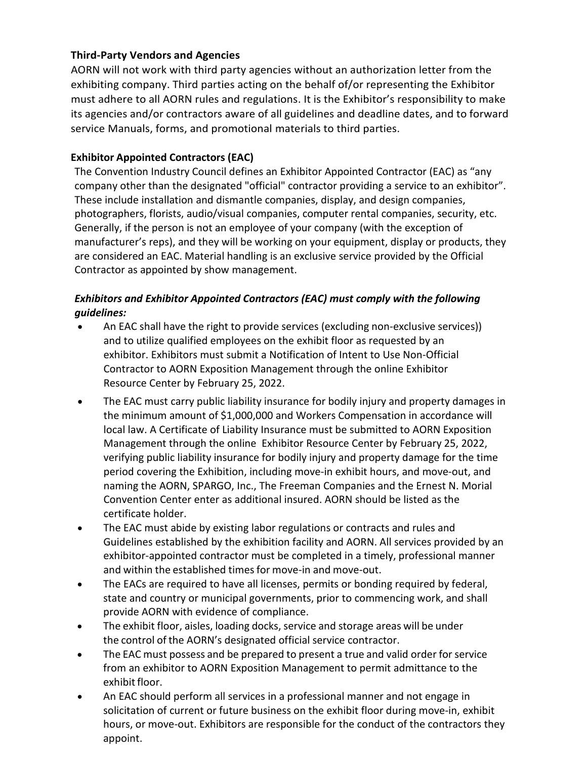**Third-Party Vendors and Agencies**

AORN will not work with third party agencies without an authorization letter from the exhibiting company. Third parties acting on the behalf of/or representing the Exhibitor must adhere to all AORN rules and regulations. It is the Exhibitor's responsibility to make its agencies and/or contractors aware of all guidelines and deadline dates, and to forward service Manuals, forms, and promotional materials to third parties.

**Exhibitor Appointed Contractors (EAC)**

The Convention Industry Council defines an Exhibitor Appointed Contractor (EAC) as "any company other than the designated "official" contractor providing a service to an exhibitor". These include installation and dismantle companies, display, and design companies, photographers, florists, audio/visual companies, computer rental companies, security, etc. Generally, if the person is not an employee of your company (with the exception of manufacturer's reps), and they will be working on your equipment, display or products, they are considered an EAC. Material handling is an exclusive service provided by the Official Contractor as appointed by show management.

***Exhibitors and Exhibitor Appointed Contractors (EAC) must comply with the following guidelines:***

- An EAC shall have the right to provide services (excluding non-exclusive services)) and to utilize qualified employees on the exhibit floor as requested by an exhibitor. Exhibitors must submit a Notification of Intent to Use Non-Official Contractor to AORN Exposition Management through the online Exhibitor Resource Center by February 25, 2022.
- The EAC must carry public liability insurance for bodily injury and property damages in the minimum amount of $1,000,000 and Workers Compensation in accordance will local law. A Certificate of Liability Insurance must be submitted to AORN Exposition Management through the online Exhibitor Resource Center by February 25, 2022, verifying public liability insurance for bodily injury and property damage for the time period covering the Exhibition, including move-in exhibit hours, and move-out, and naming the AORN, SPARGO, Inc., The Freeman Companies and the Ernest N. Morial Convention Center enter as additional insured. AORN should be listed as the certificate holder.
- The EAC must abide by existing labor regulations or contracts and rules and Guidelines established by the exhibition facility and AORN. All services provided by an exhibitor-appointed contractor must be completed in a timely, professional manner and within the established times for move-in and move-out.
- The EACs are required to have all licenses, permits or bonding required by federal, state and country or municipal governments, prior to commencing work, and shall provide AORN with evidence of compliance.
- The exhibit floor, aisles, loading docks, service and storage areas will be under the control of the AORN's designated official service contractor.
- The EAC must possess and be prepared to present a true and valid order for service from an exhibitor to AORN Exposition Management to permit admittance to the exhibit floor.
- An EAC should perform all services in a professional manner and not engage in solicitation of current or future business on the exhibit floor during move-in, exhibit hours, or move-out. Exhibitors are responsible for the conduct of the contractors they appoint.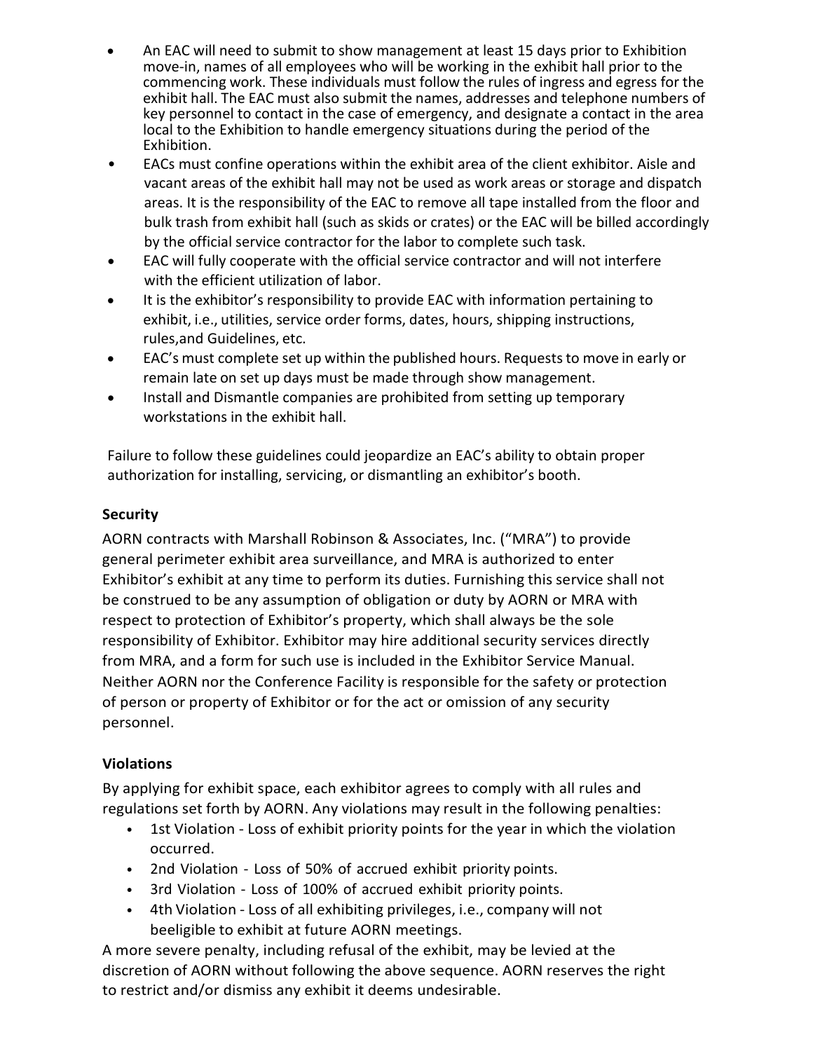- An EAC will need to submit to show management at least 15 days prior to Exhibition move-in, names of all employees who will be working in the exhibit hall prior to the commencing work. These individuals must follow the rules of ingress and egress for the exhibit hall. The EAC must also submit the names, addresses and telephone numbers of key personnel to contact in the case of emergency, and designate a contact in the area local to the Exhibition to handle emergency situations during the period of the Exhibition.
- EACs must confine operations within the exhibit area of the client exhibitor. Aisle and vacant areas of the exhibit hall may not be used as work areas or storage and dispatch areas. It is the responsibility of the EAC to remove all tape installed from the floor and bulk trash from exhibit hall (such as skids or crates) or the EAC will be billed accordingly by the official service contractor for the labor to complete such task.
- EAC will fully cooperate with the official service contractor and will not interfere with the efficient utilization of labor.
- It is the exhibitor's responsibility to provide EAC with information pertaining to exhibit, i.e., utilities, service order forms, dates, hours, shipping instructions, rules,and Guidelines, etc.
- EAC's must complete set up within the published hours. Requests to move in early or remain late on set up days must be made through show management.
- Install and Dismantle companies are prohibited from setting up temporary workstations in the exhibit hall.

Failure to follow these guidelines could jeopardize an EAC's ability to obtain proper authorization for installing, servicing, or dismantling an exhibitor's booth.

**Security**

AORN contracts with Marshall Robinson & Associates, Inc. ("MRA") to provide general perimeter exhibit area surveillance, and MRA is authorized to enter Exhibitor's exhibit at any time to perform its duties. Furnishing this service shall not be construed to be any assumption of obligation or duty by AORN or MRA with respect to protection of Exhibitor's property, which shall always be the sole responsibility of Exhibitor. Exhibitor may hire additional security services directly from MRA, and a form for such use is included in the Exhibitor Service Manual. Neither AORN nor the Conference Facility is responsible for the safety or protection of person or property of Exhibitor or for the act or omission of any security personnel.

**Violations**

By applying for exhibit space, each exhibitor agrees to comply with all rules and regulations set forth by AORN. Any violations may result in the following penalties:

- 1st Violation - Loss of exhibit priority points for the year in which the violation occurred.
- 2nd Violation - Loss of 50% of accrued exhibit priority points.
- 3rd Violation - Loss of 100% of accrued exhibit priority points.
- 4th Violation - Loss of all exhibiting privileges, i.e., company will not beeligible to exhibit at future AORN meetings.

A more severe penalty, including refusal of the exhibit, may be levied at the discretion of AORN without following the above sequence. AORN reserves the right to restrict and/or dismiss any exhibit it deems undesirable.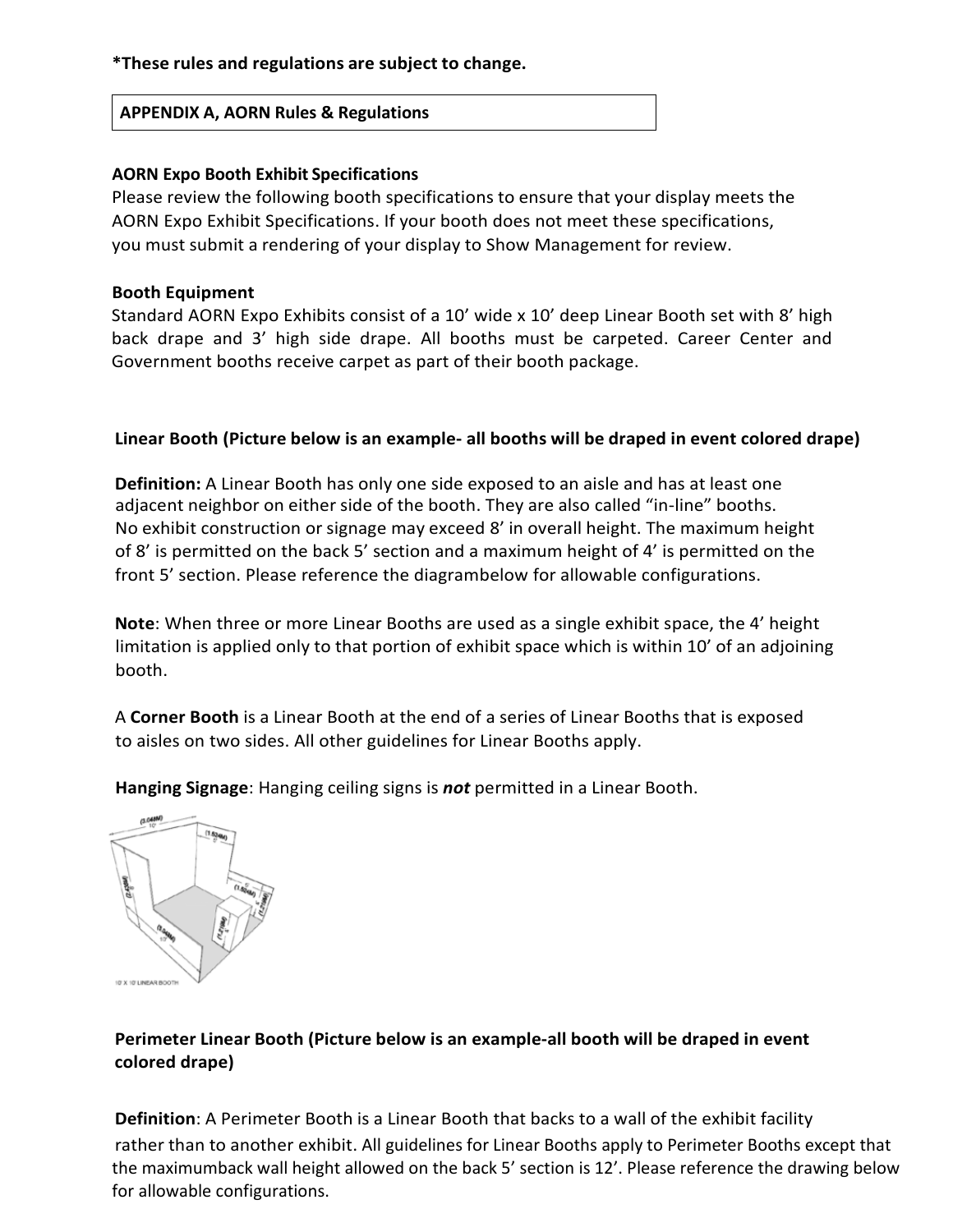***These rules and regulations are subject to change.**

**APPENDIX A, AORN Rules & Regulations**

**AORN Expo Booth Exhibit Specifications**

Please review the following booth specifications to ensure that your display meets the AORN Expo Exhibit Specifications. If your booth does not meet these specifications, you must submit a rendering of your display to Show Management for review.

**Booth Equipment**

Standard AORN Expo Exhibits consist of a 10' wide x 10' deep Linear Booth set with 8' high back drape and 3' high side drape. All booths must be carpeted. Career Center and Government booths receive carpet as part of their booth package.

**Linear Booth (Picture below is an example- all booths will be draped in event colored drape)**

**Definition:** A Linear Booth has only one side exposed to an aisle and has at least one adjacent neighbor on either side of the booth. They are also called "in-line" booths. No exhibit construction or signage may exceed 8' in overall height. The maximum height of 8' is permitted on the back 5' section and a maximum height of 4' is permitted on the front 5' section. Please reference the diagrambelow for allowable configurations.

**Note**: When three or more Linear Booths are used as a single exhibit space, the 4' height limitation is applied only to that portion of exhibit space which is within 10' of an adjoining booth.

A **Corner Booth** is a Linear Booth at the end of a series of Linear Booths that is exposed to aisles on two sides. All other guidelines for Linear Booths apply.

**Hanging Signage**: Hanging ceiling signs is ***not*** permitted in a Linear Booth.

10' X 10' LINEAR BOOTH

**Perimeter Linear Booth (Picture below is an example-all booth will be draped in event colored drape)**

**Definition**: A Perimeter Booth is a Linear Booth that backs to a wall of the exhibit facility rather than to another exhibit. All guidelines for Linear Booths apply to Perimeter Booths except that the maximumback wall height allowed on the back 5' section is 12'. Please reference the drawing below for allowable configurations.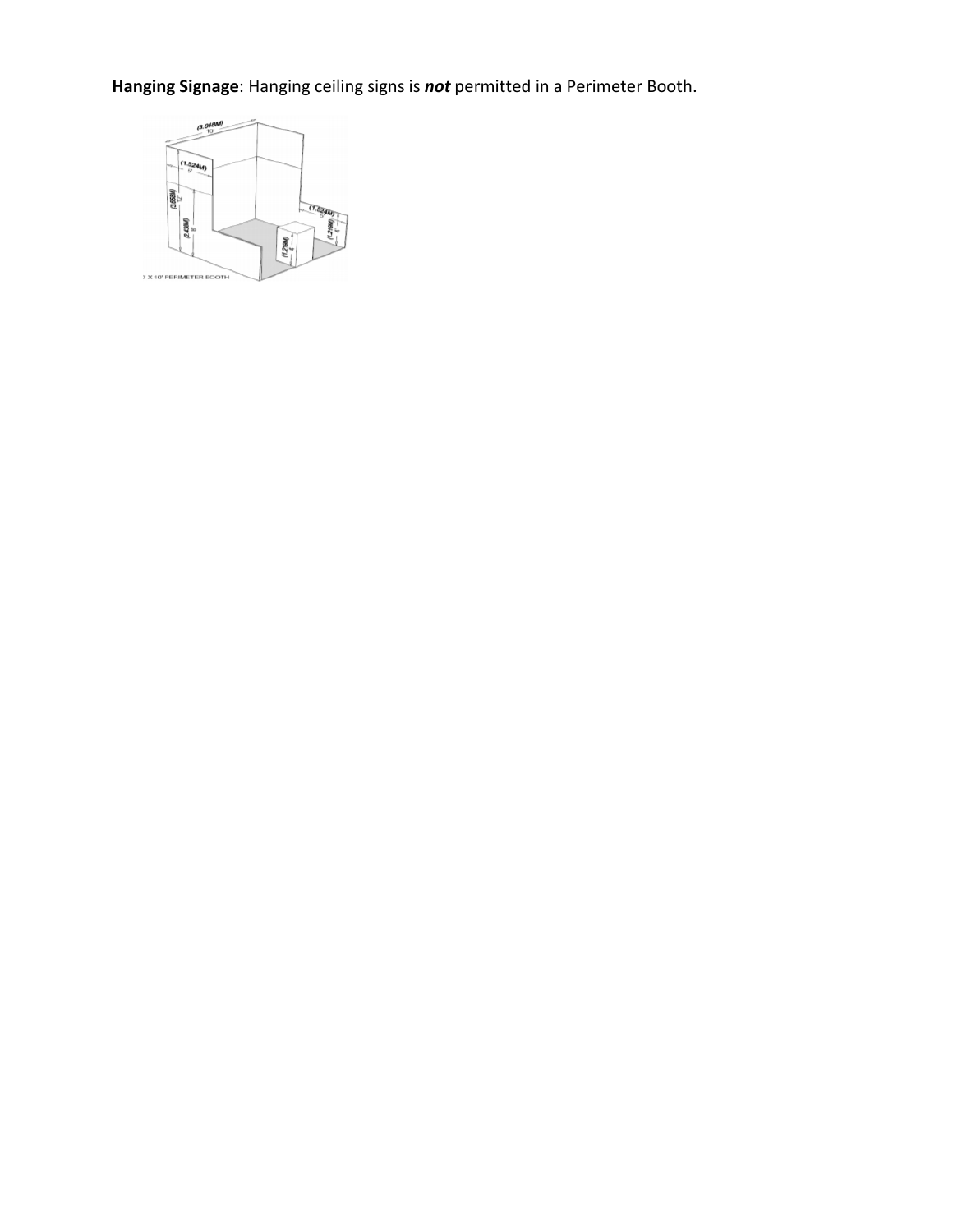**Hanging Signage**: Hanging ceiling signs is ***not*** permitted in a Perimeter Booth.

(3.048M)
10'

(1.524M)
5'

(3.658M)
12'

(2.438M)
8'

(1.524M)
5'

(1.219M)
4'

(1.219M)
4'

7 X 10' PERIMETER BOOTH